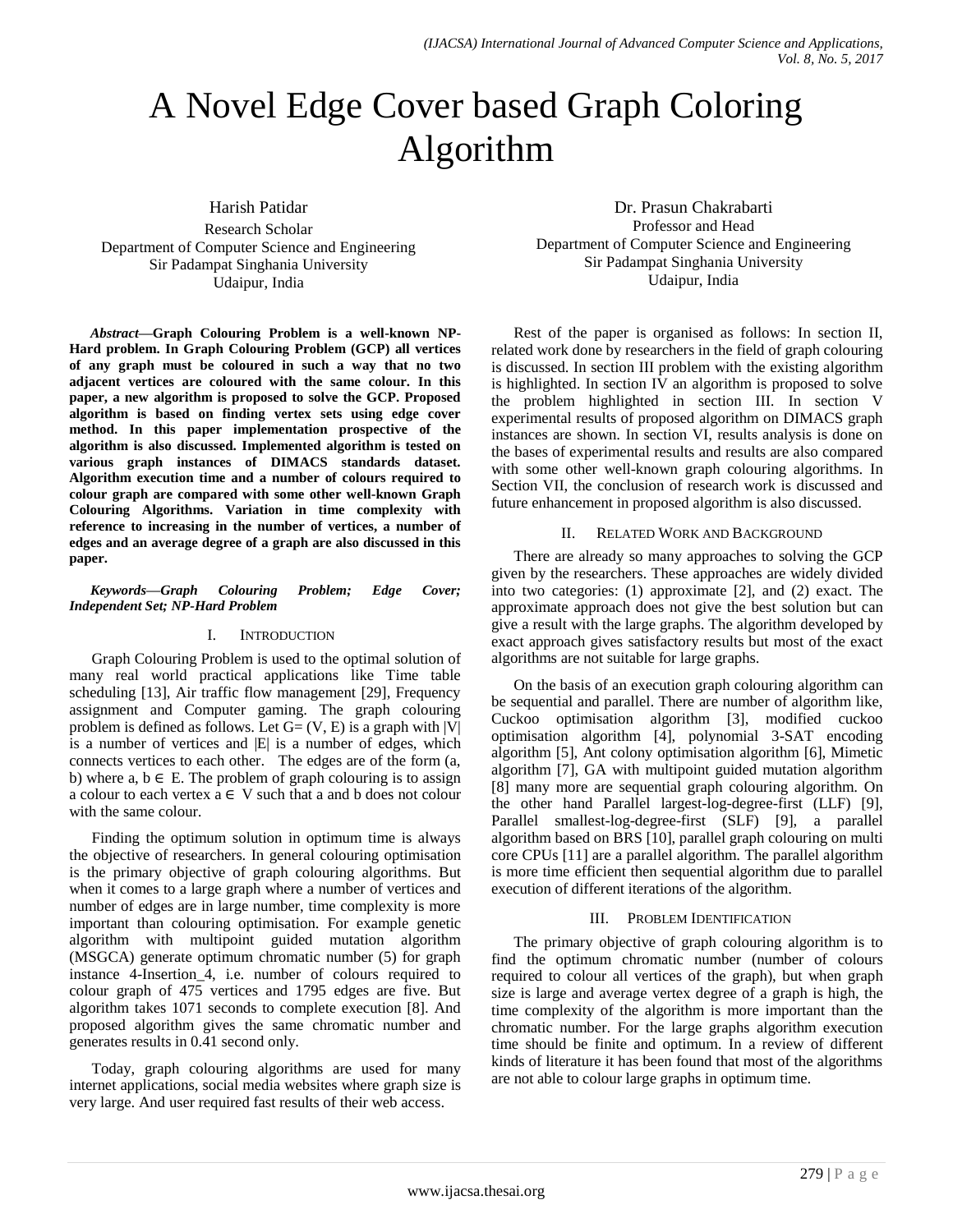# A Novel Edge Cover based Graph Coloring Algorithm

Harish Patidar
Research Scholar
Department of Computer Science and Engineering
Sir Padampat Singhania University
Udaipur, India

Dr. Prasun Chakrabarti
Professor and Head
Department of Computer Science and Engineering
Sir Padampat Singhania University
Udaipur, India

***Abstract*—Graph Colouring Problem is a well-known NP-Hard problem. In Graph Colouring Problem (GCP) all vertices of any graph must be coloured in such a way that no two adjacent vertices are coloured with the same colour. In this paper, a new algorithm is proposed to solve the GCP. Proposed algorithm is based on finding vertex sets using edge cover method. In this paper implementation prospective of the algorithm is also discussed. Implemented algorithm is tested on various graph instances of DIMACS standards dataset. Algorithm execution time and a number of colours required to colour graph are compared with some other well-known Graph Colouring Algorithms. Variation in time complexity with reference to increasing in the number of vertices, a number of edges and an average degree of a graph are also discussed in this paper.**

***Keywords*—*Graph Colouring Problem; Edge Cover; Independent Set; NP-Hard Problem***

## I. Introduction

Graph Colouring Problem is used to the optimal solution of many real world practical applications like Time table scheduling [13], Air traffic flow management [29], Frequency assignment and Computer gaming. The graph colouring problem is defined as follows. Let G= (V, E) is a graph with |V| is a number of vertices and |E| is a number of edges, which connects vertices to each other. The edges are of the form (a, b) where a, b $\in$ E. The problem of graph colouring is to assign a colour to each vertex a $\in$ V such that a and b does not colour with the same colour.

Finding the optimum solution in optimum time is always the objective of researchers. In general colouring optimisation is the primary objective of graph colouring algorithms. But when it comes to a large graph where a number of vertices and number of edges are in large number, time complexity is more important than colouring optimisation. For example genetic algorithm with multipoint guided mutation algorithm (MSGCA) generate optimum chromatic number (5) for graph instance 4-Insertion_4, i.e. number of colours required to colour graph of 475 vertices and 1795 edges are five. But algorithm takes 1071 seconds to complete execution [8]. And proposed algorithm gives the same chromatic number and generates results in 0.41 second only.

Today, graph colouring algorithms are used for many internet applications, social media websites where graph size is very large. And user required fast results of their web access.

Rest of the paper is organised as follows: In section II, related work done by researchers in the field of graph colouring is discussed. In section III problem with the existing algorithm is highlighted. In section IV an algorithm is proposed to solve the problem highlighted in section III. In section V experimental results of proposed algorithm on DIMACS graph instances are shown. In section VI, results analysis is done on the bases of experimental results and results are also compared with some other well-known graph colouring algorithms. In Section VII, the conclusion of research work is discussed and future enhancement in proposed algorithm is also discussed.

## II. Related Work and Background

There are already so many approaches to solving the GCP given by the researchers. These approaches are widely divided into two categories: (1) approximate [2], and (2) exact. The approximate approach does not give the best solution but can give a result with the large graphs. The algorithm developed by exact approach gives satisfactory results but most of the exact algorithms are not suitable for large graphs.

On the basis of an execution graph colouring algorithm can be sequential and parallel. There are number of algorithm like, Cuckoo optimisation algorithm [3], modified cuckoo optimisation algorithm [4], polynomial 3-SAT encoding algorithm [5], Ant colony optimisation algorithm [6], Mimetic algorithm [7], GA with multipoint guided mutation algorithm [8] many more are sequential graph colouring algorithm. On the other hand Parallel largest-log-degree-first (LLF) [9], Parallel smallest-log-degree-first (SLF) [9], a parallel algorithm based on BRS [10], parallel graph colouring on multi core CPUs [11] are a parallel algorithm. The parallel algorithm is more time efficient then sequential algorithm due to parallel execution of different iterations of the algorithm.

## III. Problem Identification

The primary objective of graph colouring algorithm is to find the optimum chromatic number (number of colours required to colour all vertices of the graph), but when graph size is large and average vertex degree of a graph is high, the time complexity of the algorithm is more important than the chromatic number. For the large graphs algorithm execution time should be finite and optimum. In a review of different kinds of literature it has been found that most of the algorithms are not able to colour large graphs in optimum time.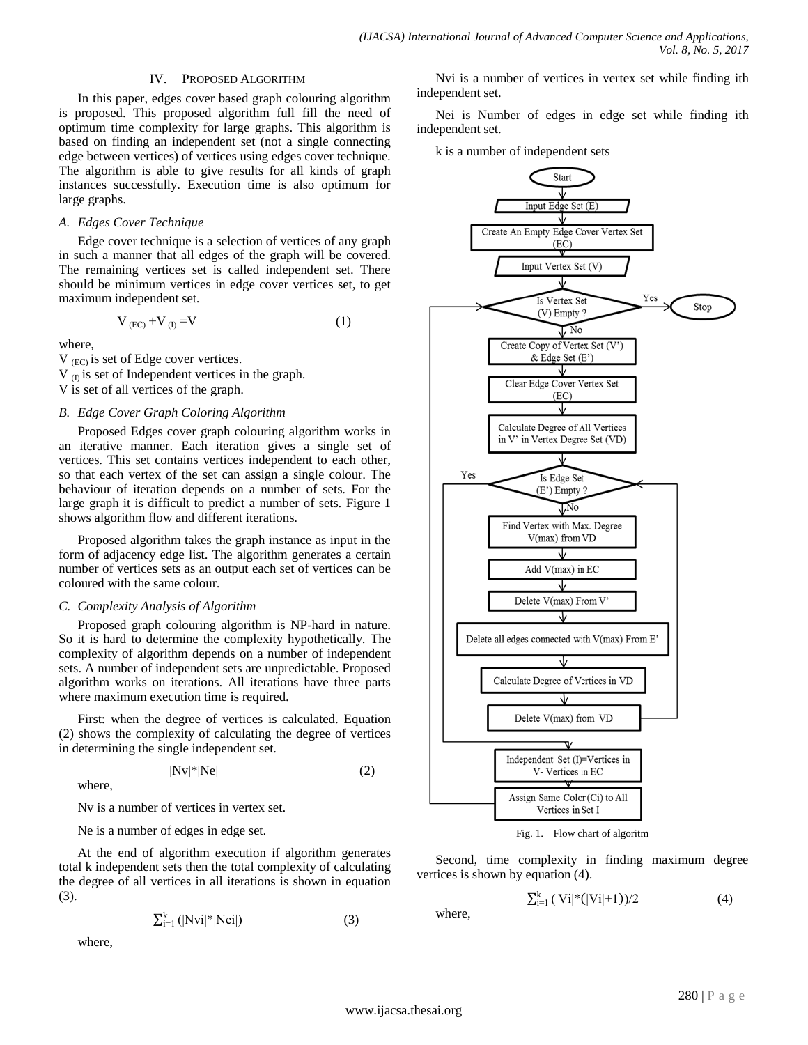## IV. PROPOSED ALGORITHM

In this paper, edges cover based graph colouring algorithm is proposed. This proposed algorithm full fill the need of optimum time complexity for large graphs. This algorithm is based on finding an independent set (not a single connecting edge between vertices) of vertices using edges cover technique. The algorithm is able to give results for all kinds of graph instances successfully. Execution time is also optimum for large graphs.

### *A. Edges Cover Technique*

Edge cover technique is a selection of vertices of any graph in such a manner that all edges of the graph will be covered. The remaining vertices set is called independent set. There should be minimum vertices in edge cover vertices set, to get maximum independent set.

$$V_{(EC)} + V_{(I)} = V \quad (1)$$

where,

$V_{(EC)}$ is set of Edge cover vertices.

$V_{(I)}$ is set of Independent vertices in the graph.

V is set of all vertices of the graph.

### *B. Edge Cover Graph Coloring Algorithm*

Proposed Edges cover graph colouring algorithm works in an iterative manner. Each iteration gives a single set of vertices. This set contains vertices independent to each other, so that each vertex of the set can assign a single colour. The behaviour of iteration depends on a number of sets. For the large graph it is difficult to predict a number of sets. Figure 1 shows algorithm flow and different iterations.

Proposed algorithm takes the graph instance as input in the form of adjacency edge list. The algorithm generates a certain number of vertices sets as an output each set of vertices can be coloured with the same colour.

### *C. Complexity Analysis of Algorithm*

Proposed graph colouring algorithm is NP-hard in nature. So it is hard to determine the complexity hypothetically. The complexity of algorithm depends on a number of independent sets. A number of independent sets are unpredictable. Proposed algorithm works on iterations. All iterations have three parts where maximum execution time is required.

First: when the degree of vertices is calculated. Equation (2) shows the complexity of calculating the degree of vertices in determining the single independent set.

$$|Nv| * |Ne| \quad (2)$$

where,

Nv is a number of vertices in vertex set.

Ne is a number of edges in edge set.

At the end of algorithm execution if algorithm generates total k independent sets then the total complexity of calculating the degree of all vertices in all iterations is shown in equation (3).

$$\sum_{i=1}^{k} (|Nvi| * |Nei|) \quad (3)$$

where,

Nvi is a number of vertices in vertex set while finding ith independent set.

Nei is Number of edges in edge set while finding ith independent set.

k is a number of independent sets

Start
Input Edge Set (E)
Create An Empty Edge Cover Vertex Set (EC)
Input Vertex Set (V)
Is Vertex Set (V) Empty ?
Yes
Stop
No
Create Copy of Vertex Set (V') & Edge Set (E')
Clear Edge Cover Vertex Set (EC)
Calculate Degree of All Vertices in V' in Vertex Degree Set (VD)
Is Edge Set (E') Empty ?
Yes
No
Find Vertex with Max. Degree V(max) from VD
Add V(max) in EC
Delete V(max) From V'
Delete all edges connected with V(max) From E'
Calculate Degree of Vertices in VD
Delete V(max) from VD
Independent Set (I)=Vertices in V- Vertices in EC
Assign Same Color (Ci) to All Vertices in Set I

Fig. 1. Flow chart of algoritm

Second, time complexity in finding maximum degree vertices is shown by equation (4).

$$\sum_{i=1}^{k} (|Vi| * (|Vi|+1))/2 \quad (4)$$

where,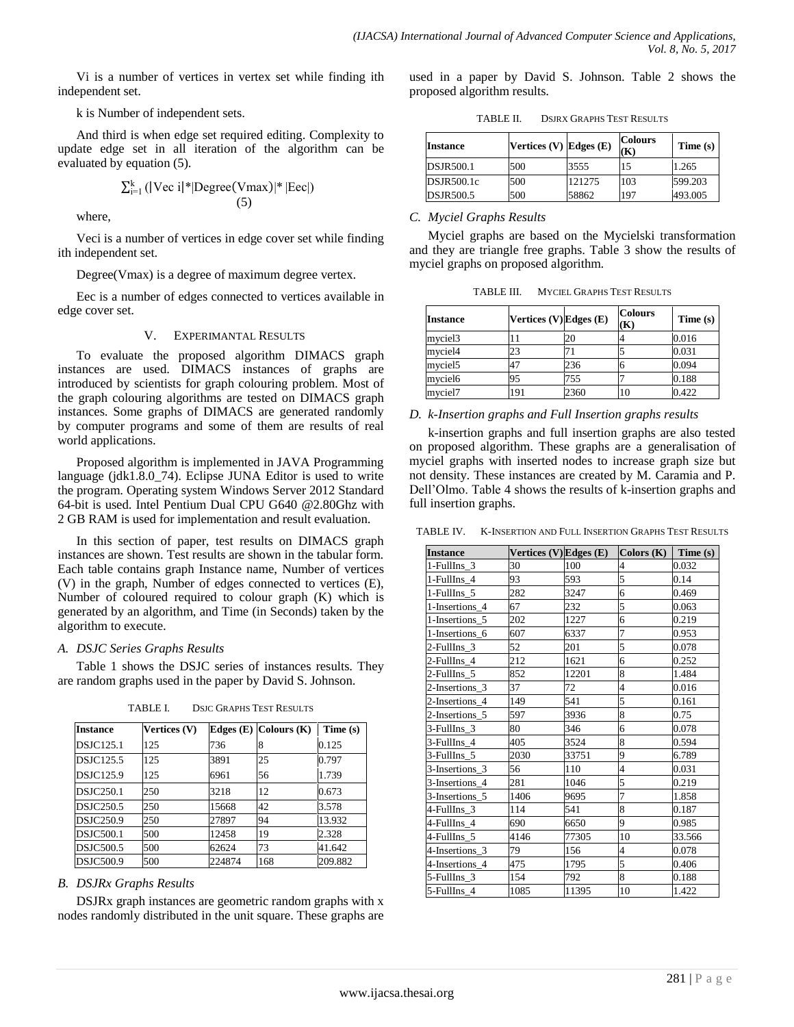Vi is a number of vertices in vertex set while finding ith independent set.

k is Number of independent sets.

And third is when edge set required editing. Complexity to update edge set in all iteration of the algorithm can be evaluated by equation (5).

$$\sum_{i=1}^{k} (|\text{Vec i}|*|\text{Degree}(\text{Vmax})|*|\text{Eec}|) \quad (5)$$

where,

Veci is a number of vertices in edge cover set while finding ith independent set.

Degree(Vmax) is a degree of maximum degree vertex.

Eec is a number of edges connected to vertices available in edge cover set.

## V. EXPERIMANTAL RESULTS

To evaluate the proposed algorithm DIMACS graph instances are used. DIMACS instances of graphs are introduced by scientists for graph colouring problem. Most of the graph colouring algorithms are tested on DIMACS graph instances. Some graphs of DIMACS are generated randomly by computer programs and some of them are results of real world applications.

Proposed algorithm is implemented in JAVA Programming language (jdk1.8.0_74). Eclipse JUNA Editor is used to write the program. Operating system Windows Server 2012 Standard 64-bit is used. Intel Pentium Dual CPU G640 @2.80Ghz with 2 GB RAM is used for implementation and result evaluation.

In this section of paper, test results on DIMACS graph instances are shown. Test results are shown in the tabular form. Each table contains graph Instance name, Number of vertices (V) in the graph, Number of edges connected to vertices (E), Number of coloured required to colour graph (K) which is generated by an algorithm, and Time (in Seconds) taken by the algorithm to execute.

### *A. DSJC Series Graphs Results*

Table 1 shows the DSJC series of instances results. They are random graphs used in the paper by David S. Johnson.

TABLE I. DSJC GRAPHS TEST RESULTS

| Instance | Vertices (V) | Edges (E) | Colours (K) | Time (s) |
|---|---|---|---|---|
| DSJC125.1 | 125 | 736 | 8 | 0.125 |
| DSJC125.5 | 125 | 3891 | 25 | 0.797 |
| DSJC125.9 | 125 | 6961 | 56 | 1.739 |
| DSJC250.1 | 250 | 3218 | 12 | 0.673 |
| DSJC250.5 | 250 | 15668 | 42 | 3.578 |
| DSJC250.9 | 250 | 27897 | 94 | 13.932 |
| DSJC500.1 | 500 | 12458 | 19 | 2.328 |
| DSJC500.5 | 500 | 62624 | 73 | 41.642 |
| DSJC500.9 | 500 | 224874 | 168 | 209.882 |

### *B. DSJRx Graphs Results*

DSJRx graph instances are geometric random graphs with x nodes randomly distributed in the unit square. These graphs are used in a paper by David S. Johnson. Table 2 shows the proposed algorithm results.

TABLE II. DSJRX GRAPHS TEST RESULTS

| Instance | Vertices (V) | Edges (E) | Colours (K) | Time (s) |
|---|---|---|---|---|
| DSJR500.1 | 500 | 3555 | 15 | 1.265 |
| DSJR500.1c | 500 | 121275 | 103 | 599.203 |
| DSJR500.5 | 500 | 58862 | 197 | 493.005 |

### *C. Myciel Graphs Results*

Myciel graphs are based on the Mycielski transformation and they are triangle free graphs. Table 3 show the results of myciel graphs on proposed algorithm.

TABLE III. MYCIEL GRAPHS TEST RESULTS

| Instance | Vertices (V) | Edges (E) | Colours (K) | Time (s) |
|---|---|---|---|---|
| myciel3 | 11 | 20 | 4 | 0.016 |
| myciel4 | 23 | 71 | 5 | 0.031 |
| myciel5 | 47 | 236 | 6 | 0.094 |
| myciel6 | 95 | 755 | 7 | 0.188 |
| myciel7 | 191 | 2360 | 10 | 0.422 |

### *D. k-Insertion graphs and Full Insertion graphs results*

k-insertion graphs and full insertion graphs are also tested on proposed algorithm. These graphs are a generalisation of myciel graphs with inserted nodes to increase graph size but not density. These instances are created by M. Caramia and P. Dell'Olmo. Table 4 shows the results of k-insertion graphs and full insertion graphs.

TABLE IV. K-INSERTION AND FULL INSERTION GRAPHS TEST RESULTS

| Instance | Vertices (V) | Edges (E) | Colors (K) | Time (s) |
|---|---|---|---|---|
| 1-FullIns_3 | 30 | 100 | 4 | 0.032 |
| 1-FullIns_4 | 93 | 593 | 5 | 0.14 |
| 1-FullIns_5 | 282 | 3247 | 6 | 0.469 |
| 1-Insertions_4 | 67 | 232 | 5 | 0.063 |
| 1-Insertions_5 | 202 | 1227 | 6 | 0.219 |
| 1-Insertions_6 | 607 | 6337 | 7 | 0.953 |
| 2-FullIns_3 | 52 | 201 | 5 | 0.078 |
| 2-FullIns_4 | 212 | 1621 | 6 | 0.252 |
| 2-FullIns_5 | 852 | 12201 | 8 | 1.484 |
| 2-Insertions_3 | 37 | 72 | 4 | 0.016 |
| 2-Insertions_4 | 149 | 541 | 5 | 0.161 |
| 2-Insertions_5 | 597 | 3936 | 8 | 0.75 |
| 3-FullIns_3 | 80 | 346 | 6 | 0.078 |
| 3-FullIns_4 | 405 | 3524 | 8 | 0.594 |
| 3-FullIns_5 | 2030 | 33751 | 9 | 6.789 |
| 3-Insertions_3 | 56 | 110 | 4 | 0.031 |
| 3-Insertions_4 | 281 | 1046 | 5 | 0.219 |
| 3-Insertions_5 | 1406 | 9695 | 7 | 1.858 |
| 4-FullIns_3 | 114 | 541 | 8 | 0.187 |
| 4-FullIns_4 | 690 | 6650 | 9 | 0.985 |
| 4-FullIns_5 | 4146 | 77305 | 10 | 33.566 |
| 4-Insertions_3 | 79 | 156 | 4 | 0.078 |
| 4-Insertions_4 | 475 | 1795 | 5 | 0.406 |
| 5-FullIns_3 | 154 | 792 | 8 | 0.188 |
| 5-FullIns_4 | 1085 | 11395 | 10 | 1.422 |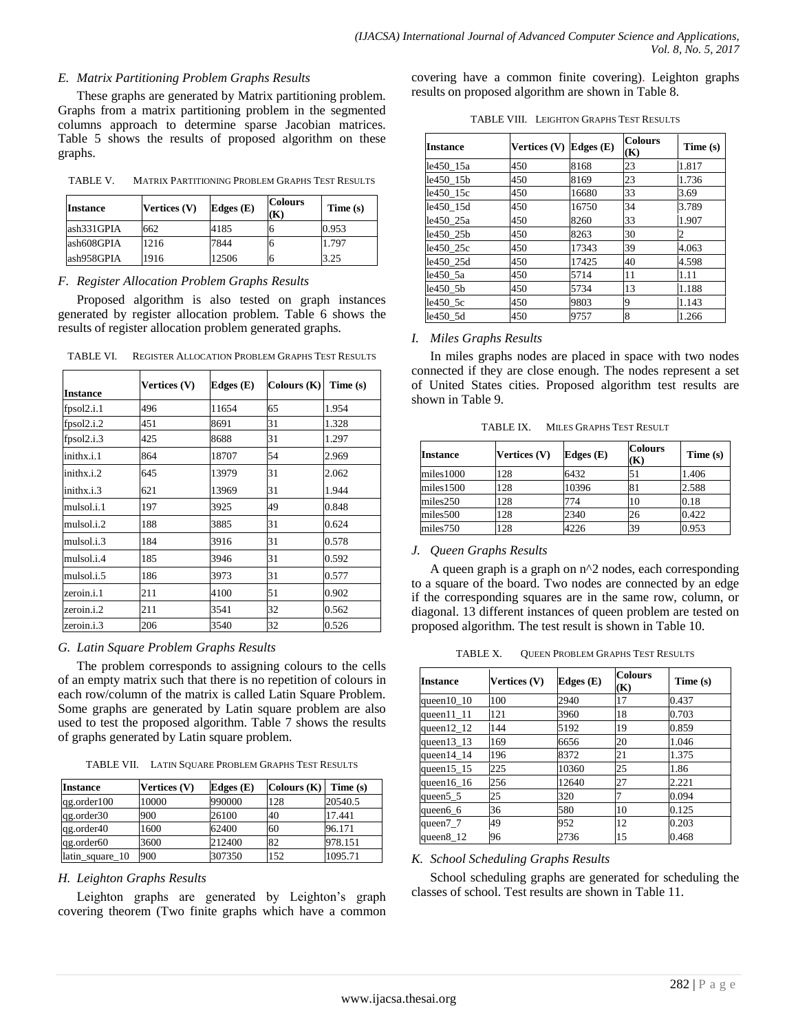### E. Matrix Partitioning Problem Graphs Results

These graphs are generated by Matrix partitioning problem. Graphs from a matrix partitioning problem in the segmented columns approach to determine sparse Jacobian matrices. Table 5 shows the results of proposed algorithm on these graphs.

TABLE V. MATRIX PARTITIONING PROBLEM GRAPHS TEST RESULTS

| Instance | Vertices (V) | Edges (E) | Colours (K) | Time (s) |
|---|---|---|---|---|
| ash331GPIA | 662 | 4185 | 6 | 0.953 |
| ash608GPIA | 1216 | 7844 | 6 | 1.797 |
| ash958GPIA | 1916 | 12506 | 6 | 3.25 |

### F. Register Allocation Problem Graphs Results

Proposed algorithm is also tested on graph instances generated by register allocation problem. Table 6 shows the results of register allocation problem generated graphs.

TABLE VI. REGISTER ALLOCATION PROBLEM GRAPHS TEST RESULTS

| Instance | Vertices (V) | Edges (E) | Colours (K) | Time (s) |
|---|---|---|---|---|
| fpsol2.i.1 | 496 | 11654 | 65 | 1.954 |
| fpsol2.i.2 | 451 | 8691 | 31 | 1.328 |
| fpsol2.i.3 | 425 | 8688 | 31 | 1.297 |
| inithx.i.1 | 864 | 18707 | 54 | 2.969 |
| inithx.i.2 | 645 | 13979 | 31 | 2.062 |
| inithx.i.3 | 621 | 13969 | 31 | 1.944 |
| mulsol.i.1 | 197 | 3925 | 49 | 0.848 |
| mulsol.i.2 | 188 | 3885 | 31 | 0.624 |
| mulsol.i.3 | 184 | 3916 | 31 | 0.578 |
| mulsol.i.4 | 185 | 3946 | 31 | 0.592 |
| mulsol.i.5 | 186 | 3973 | 31 | 0.577 |
| zeroin.i.1 | 211 | 4100 | 51 | 0.902 |
| zeroin.i.2 | 211 | 3541 | 32 | 0.562 |
| zeroin.i.3 | 206 | 3540 | 32 | 0.526 |

### G. Latin Square Problem Graphs Results

The problem corresponds to assigning colours to the cells of an empty matrix such that there is no repetition of colours in each row/column of the matrix is called Latin Square Problem. Some graphs are generated by Latin square problem are also used to test the proposed algorithm. Table 7 shows the results of graphs generated by Latin square problem.

TABLE VII. LATIN SQUARE PROBLEM GRAPHS TEST RESULTS

| Instance | Vertices (V) | Edges (E) | Colours (K) | Time (s) |
|---|---|---|---|---|
| qg.order100 | 10000 | 990000 | 128 | 20540.5 |
| qg.order30 | 900 | 26100 | 40 | 17.441 |
| qg.order40 | 1600 | 62400 | 60 | 96.171 |
| qg.order60 | 3600 | 212400 | 82 | 978.151 |
| latin_square_10 | 900 | 307350 | 152 | 1095.71 |

### H. Leighton Graphs Results

Leighton graphs are generated by Leighton's graph covering theorem (Two finite graphs which have a common covering have a common finite covering). Leighton graphs results on proposed algorithm are shown in Table 8.

TABLE VIII. LEIGHTON GRAPHS TEST RESULTS

| Instance | Vertices (V) | Edges (E) | Colours (K) | Time (s) |
|---|---|---|---|---|
| le450_15a | 450 | 8168 | 23 | 1.817 |
| le450_15b | 450 | 8169 | 23 | 1.736 |
| le450_15c | 450 | 16680 | 33 | 3.69 |
| le450_15d | 450 | 16750 | 34 | 3.789 |
| le450_25a | 450 | 8260 | 33 | 1.907 |
| le450_25b | 450 | 8263 | 30 | 2 |
| le450_25c | 450 | 17343 | 39 | 4.063 |
| le450_25d | 450 | 17425 | 40 | 4.598 |
| le450_5a | 450 | 5714 | 11 | 1.11 |
| le450_5b | 450 | 5734 | 13 | 1.188 |
| le450_5c | 450 | 9803 | 9 | 1.143 |
| le450_5d | 450 | 9757 | 8 | 1.266 |

### I. Miles Graphs Results

In miles graphs nodes are placed in space with two nodes connected if they are close enough. The nodes represent a set of United States cities. Proposed algorithm test results are shown in Table 9.

TABLE IX. MILES GRAPHS TEST RESULT

| Instance | Vertices (V) | Edges (E) | Colours (K) | Time (s) |
|---|---|---|---|---|
| miles1000 | 128 | 6432 | 51 | 1.406 |
| miles1500 | 128 | 10396 | 81 | 2.588 |
| miles250 | 128 | 774 | 10 | 0.18 |
| miles500 | 128 | 2340 | 26 | 0.422 |
| miles750 | 128 | 4226 | 39 | 0.953 |

### J. Queen Graphs Results

A queen graph is a graph on n^2 nodes, each corresponding to a square of the board. Two nodes are connected by an edge if the corresponding squares are in the same row, column, or diagonal. 13 different instances of queen problem are tested on proposed algorithm. The test result is shown in Table 10.

TABLE X. QUEEN PROBLEM GRAPHS TEST RESULTS

| Instance | Vertices (V) | Edges (E) | Colours (K) | Time (s) |
|---|---|---|---|---|
| queen10_10 | 100 | 2940 | 17 | 0.437 |
| queen11_11 | 121 | 3960 | 18 | 0.703 |
| queen12_12 | 144 | 5192 | 19 | 0.859 |
| queen13_13 | 169 | 6656 | 20 | 1.046 |
| queen14_14 | 196 | 8372 | 21 | 1.375 |
| queen15_15 | 225 | 10360 | 25 | 1.86 |
| queen16_16 | 256 | 12640 | 27 | 2.221 |
| queen5_5 | 25 | 320 | 7 | 0.094 |
| queen6_6 | 36 | 580 | 10 | 0.125 |
| queen7_7 | 49 | 952 | 12 | 0.203 |
| queen8_12 | 96 | 2736 | 15 | 0.468 |

### K. School Scheduling Graphs Results

School scheduling graphs are generated for scheduling the classes of school. Test results are shown in Table 11.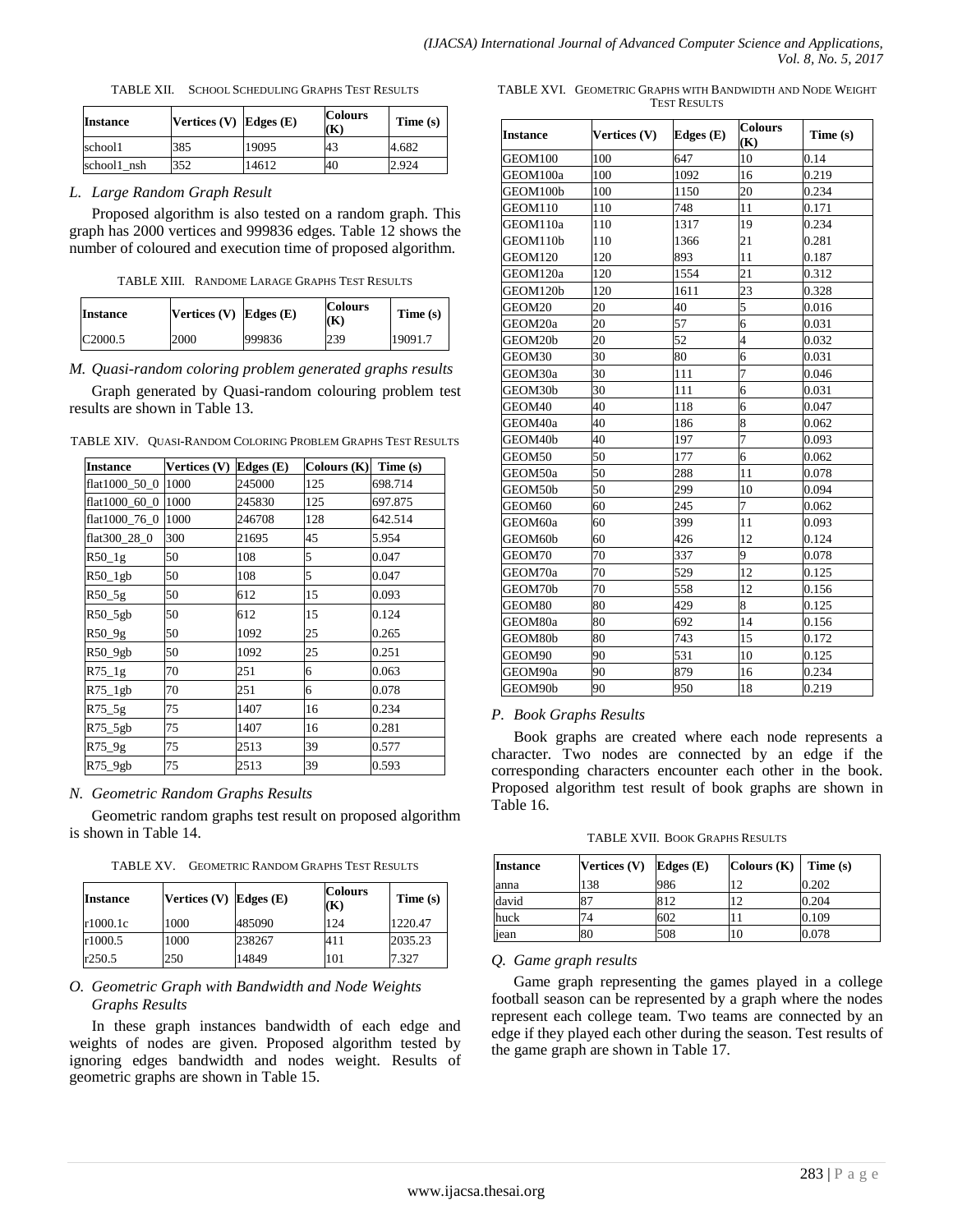TABLE XII. School Scheduling Graphs Test Results

| Instance | Vertices (V) | Edges (E) | Colours (K) | Time (s) |
|---|---|---|---|---|
| school1 | 385 | 19095 | 43 | 4.682 |
| school1_nsh | 352 | 14612 | 40 | 2.924 |

### L. Large Random Graph Result

Proposed algorithm is also tested on a random graph. This graph has 2000 vertices and 999836 edges. Table 12 shows the number of coloured and execution time of proposed algorithm.

TABLE XIII. Randome Larage Graphs Test Results

| Instance | Vertices (V) | Edges (E) | Colours (K) | Time (s) |
|---|---|---|---|---|
| C2000.5 | 2000 | 999836 | 239 | 19091.7 |

### M. Quasi-random coloring problem generated graphs results

Graph generated by Quasi-random colouring problem test results are shown in Table 13.

TABLE XIV. Quasi-Random Coloring Problem Graphs Test Results

| Instance | Vertices (V) | Edges (E) | Colours (K) | Time (s) |
|---|---|---|---|---|
| flat1000_50_0 | 1000 | 245000 | 125 | 698.714 |
| flat1000_60_0 | 1000 | 245830 | 125 | 697.875 |
| flat1000_76_0 | 1000 | 246708 | 128 | 642.514 |
| flat300_28_0 | 300 | 21695 | 45 | 5.954 |
| R50_1g | 50 | 108 | 5 | 0.047 |
| R50_1gb | 50 | 108 | 5 | 0.047 |
| R50_5g | 50 | 612 | 15 | 0.093 |
| R50_5gb | 50 | 612 | 15 | 0.124 |
| R50_9g | 50 | 1092 | 25 | 0.265 |
| R50_9gb | 50 | 1092 | 25 | 0.251 |
| R75_1g | 70 | 251 | 6 | 0.063 |
| R75_1gb | 70 | 251 | 6 | 0.078 |
| R75_5g | 75 | 1407 | 16 | 0.234 |
| R75_5gb | 75 | 1407 | 16 | 0.281 |
| R75_9g | 75 | 2513 | 39 | 0.577 |
| R75_9gb | 75 | 2513 | 39 | 0.593 |

### N. Geometric Random Graphs Results

Geometric random graphs test result on proposed algorithm is shown in Table 14.

TABLE XV. Geometric Random Graphs Test Results

| Instance | Vertices (V) | Edges (E) | Colours (K) | Time (s) |
|---|---|---|---|---|
| r1000.1c | 1000 | 485090 | 124 | 1220.47 |
| r1000.5 | 1000 | 238267 | 411 | 2035.23 |
| r250.5 | 250 | 14849 | 101 | 7.327 |

### O. Geometric Graph with Bandwidth and Node Weights Graphs Results

In these graph instances bandwidth of each edge and weights of nodes are given. Proposed algorithm tested by ignoring edges bandwidth and nodes weight. Results of geometric graphs are shown in Table 15.

TABLE XVI. Geometric Graphs with Bandwidth and Node Weight Test Results

| Instance | Vertices (V) | Edges (E) | Colours (K) | Time (s) |
|---|---|---|---|---|
| GEOM100 | 100 | 647 | 10 | 0.14 |
| GEOM100a | 100 | 1092 | 16 | 0.219 |
| GEOM100b | 100 | 1150 | 20 | 0.234 |
| GEOM110 | 110 | 748 | 11 | 0.171 |
| GEOM110a | 110 | 1317 | 19 | 0.234 |
| GEOM110b | 110 | 1366 | 21 | 0.281 |
| GEOM120 | 120 | 893 | 11 | 0.187 |
| GEOM120a | 120 | 1554 | 21 | 0.312 |
| GEOM120b | 120 | 1611 | 23 | 0.328 |
| GEOM20 | 20 | 40 | 5 | 0.016 |
| GEOM20a | 20 | 57 | 6 | 0.031 |
| GEOM20b | 20 | 52 | 4 | 0.032 |
| GEOM30 | 30 | 80 | 6 | 0.031 |
| GEOM30a | 30 | 111 | 7 | 0.046 |
| GEOM30b | 30 | 111 | 6 | 0.031 |
| GEOM40 | 40 | 118 | 6 | 0.047 |
| GEOM40a | 40 | 186 | 8 | 0.062 |
| GEOM40b | 40 | 197 | 7 | 0.093 |
| GEOM50 | 50 | 177 | 6 | 0.062 |
| GEOM50a | 50 | 288 | 11 | 0.078 |
| GEOM50b | 50 | 299 | 10 | 0.094 |
| GEOM60 | 60 | 245 | 7 | 0.062 |
| GEOM60a | 60 | 399 | 11 | 0.093 |
| GEOM60b | 60 | 426 | 12 | 0.124 |
| GEOM70 | 70 | 337 | 9 | 0.078 |
| GEOM70a | 70 | 529 | 12 | 0.125 |
| GEOM70b | 70 | 558 | 12 | 0.156 |
| GEOM80 | 80 | 429 | 8 | 0.125 |
| GEOM80a | 80 | 692 | 14 | 0.156 |
| GEOM80b | 80 | 743 | 15 | 0.172 |
| GEOM90 | 90 | 531 | 10 | 0.125 |
| GEOM90a | 90 | 879 | 16 | 0.234 |
| GEOM90b | 90 | 950 | 18 | 0.219 |

### P. Book Graphs Results

Book graphs are created where each node represents a character. Two nodes are connected by an edge if the corresponding characters encounter each other in the book. Proposed algorithm test result of book graphs are shown in Table 16.

TABLE XVII. Book Graphs Results

| Instance | Vertices (V) | Edges (E) | Colours (K) | Time (s) |
|---|---|---|---|---|
| anna | 138 | 986 | 12 | 0.202 |
| david | 87 | 812 | 12 | 0.204 |
| huck | 74 | 602 | 11 | 0.109 |
| jean | 80 | 508 | 10 | 0.078 |

### Q. Game graph results

Game graph representing the games played in a college football season can be represented by a graph where the nodes represent each college team. Two teams are connected by an edge if they played each other during the season. Test results of the game graph are shown in Table 17.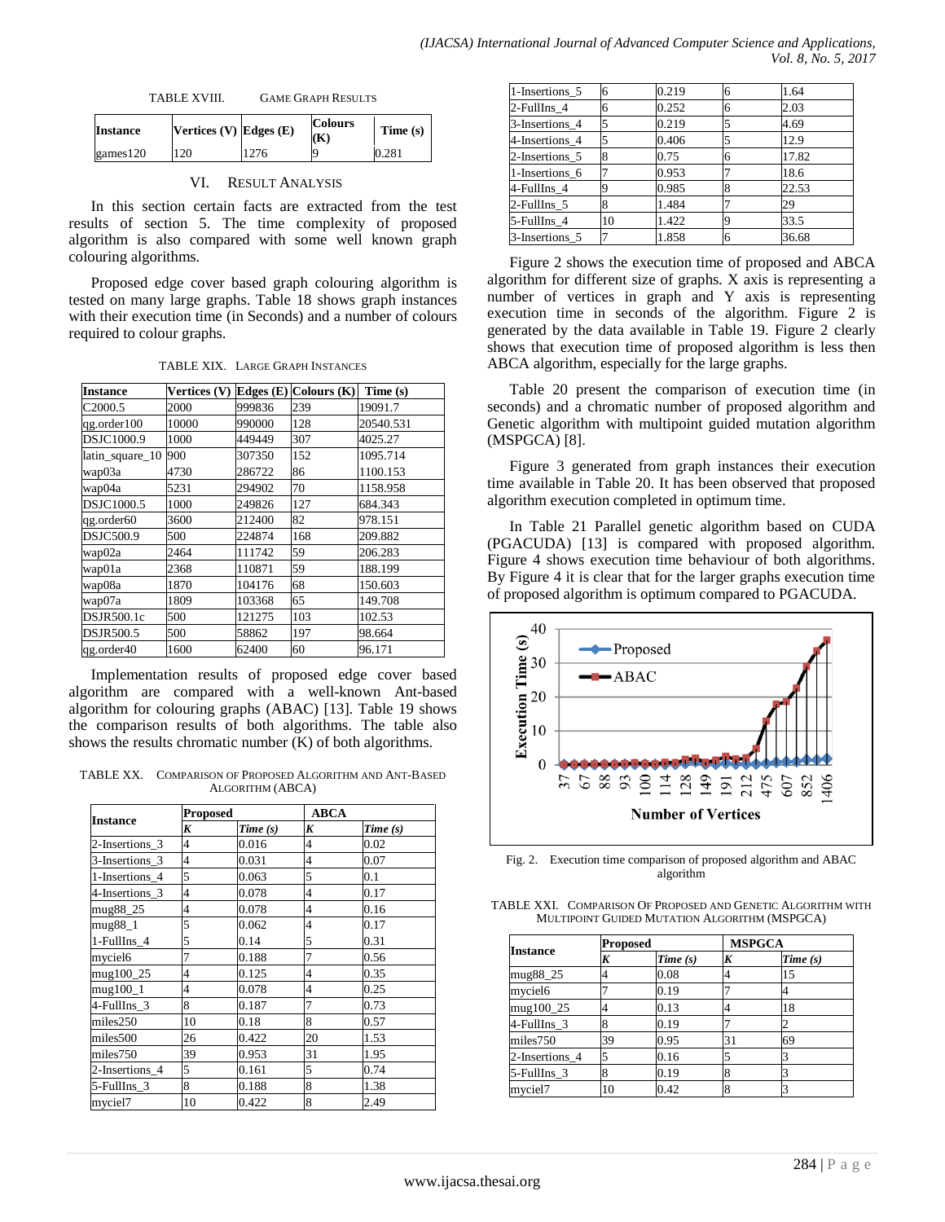TABLE XVIII. GAME GRAPH RESULTS

| Instance | Vertices (V) | Edges (E) | Colours (K) | Time (s) |
|---|---|---|---|---|
| games120 | 120 | 1276 | 9 | 0.281 |

## VI. RESULT ANALYSIS

In this section certain facts are extracted from the test results of section 5. The time complexity of proposed algorithm is also compared with some well known graph colouring algorithms.

Proposed edge cover based graph colouring algorithm is tested on many large graphs. Table 18 shows graph instances with their execution time (in Seconds) and a number of colours required to colour graphs.

TABLE XIX. LARGE GRAPH INSTANCES

| Instance | Vertices (V) | Edges (E) | Colours (K) | Time (s) |
|---|---|---|---|---|
| C2000.5 | 2000 | 999836 | 239 | 19091.7 |
| qg.order100 | 10000 | 990000 | 128 | 20540.531 |
| DSJC1000.9 | 1000 | 449449 | 307 | 4025.27 |
| latin_square_10 | 900 | 307350 | 152 | 1095.714 |
| wap03a | 4730 | 286722 | 86 | 1100.153 |
| wap04a | 5231 | 294902 | 70 | 1158.958 |
| DSJC1000.5 | 1000 | 249826 | 127 | 684.343 |
| qg.order60 | 3600 | 212400 | 82 | 978.151 |
| DSJC500.9 | 500 | 224874 | 168 | 209.882 |
| wap02a | 2464 | 111742 | 59 | 206.283 |
| wap01a | 2368 | 110871 | 59 | 188.199 |
| wap08a | 1870 | 104176 | 68 | 150.603 |
| wap07a | 1809 | 103368 | 65 | 149.708 |
| DSJR500.1c | 500 | 121275 | 103 | 102.53 |
| DSJR500.5 | 500 | 58862 | 197 | 98.664 |
| qg.order40 | 1600 | 62400 | 60 | 96.171 |

Implementation results of proposed edge cover based algorithm are compared with a well-known Ant-based algorithm for colouring graphs (ABAC) [13]. Table 19 shows the comparison results of both algorithms. The table also shows the results chromatic number (K) of both algorithms.

TABLE XX. COMPARISON OF PROPOSED ALGORITHM AND ANT-BASED ALGORITHM (ABCA)

| Instance | Proposed | | ABCA | |
|---|---|---|---|---|
| | *K* | *Time (s)* | *K* | *Time (s)* |
| 2-Insertions_3 | 4 | 0.016 | 4 | 0.02 |
| 3-Insertions_3 | 4 | 0.031 | 4 | 0.07 |
| 1-Insertions_4 | 5 | 0.063 | 5 | 0.1 |
| 4-Insertions_3 | 4 | 0.078 | 4 | 0.17 |
| mug88_25 | 4 | 0.078 | 4 | 0.16 |
| mug88_1 | 5 | 0.062 | 4 | 0.17 |
| 1-FullIns_4 | 5 | 0.14 | 5 | 0.31 |
| myciel6 | 7 | 0.188 | 7 | 0.56 |
| mug100_25 | 4 | 0.125 | 4 | 0.35 |
| mug100_1 | 4 | 0.078 | 4 | 0.25 |
| 4-FullIns_3 | 8 | 0.187 | 7 | 0.73 |
| miles250 | 10 | 0.18 | 8 | 0.57 |
| miles500 | 26 | 0.422 | 20 | 1.53 |
| miles750 | 39 | 0.953 | 31 | 1.95 |
| 2-Insertions_4 | 5 | 0.161 | 5 | 0.74 |
| 5-FullIns_3 | 8 | 0.188 | 8 | 1.38 |
| myciel7 | 10 | 0.422 | 8 | 2.49 |
| 1-Insertions_5 | 6 | 0.219 | 6 | 1.64 |
| 2-FullIns_4 | 6 | 0.252 | 6 | 2.03 |
| 3-Insertions_4 | 5 | 0.219 | 5 | 4.69 |
| 4-Insertions_4 | 5 | 0.406 | 5 | 12.9 |
| 2-Insertions_5 | 8 | 0.75 | 6 | 17.82 |
| 1-Insertions_6 | 7 | 0.953 | 7 | 18.6 |
| 4-FullIns_4 | 9 | 0.985 | 8 | 22.53 |
| 2-FullIns_5 | 8 | 1.484 | 7 | 29 |
| 5-FullIns_4 | 10 | 1.422 | 9 | 33.5 |
| 3-Insertions_5 | 7 | 1.858 | 6 | 36.68 |

Figure 2 shows the execution time of proposed and ABCA algorithm for different size of graphs. X axis is representing a number of vertices in graph and Y axis is representing execution time in seconds of the algorithm. Figure 2 is generated by the data available in Table 19. Figure 2 clearly shows that execution time of proposed algorithm is less then ABCA algorithm, especially for the large graphs.

Table 20 present the comparison of execution time (in seconds) and a chromatic number of proposed algorithm and Genetic algorithm with multipoint guided mutation algorithm (MSPGCA) [8].

Figure 3 generated from graph instances their execution time available in Table 20. It has been observed that proposed algorithm execution completed in optimum time.

In Table 21 Parallel genetic algorithm based on CUDA (PGACUDA) [13] is compared with proposed algorithm. Figure 4 shows execution time behaviour of both algorithms. By Figure 4 it is clear that for the larger graphs execution time of proposed algorithm is optimum compared to PGACUDA.

Execution Time (s)
40
30
20
10
0
Proposed
ABAC
37 67 88 93 100 114 128 149 191 212 475 607 852 1406
Number of Vertices

Fig. 2. Execution time comparison of proposed algorithm and ABAC algorithm

TABLE XXI. COMPARISON OF PROPOSED AND GENETIC ALGORITHM WITH MULTIPOINT GUIDED MUTATION ALGORITHM (MSPGCA)

| Instance | Proposed | | MSPGCA | |
|---|---|---|---|---|
| | *K* | *Time (s)* | *K* | *Time (s)* |
| mug88_25 | 4 | 0.08 | 4 | 15 |
| myciel6 | 7 | 0.19 | 7 | 4 |
| mug100_25 | 4 | 0.13 | 4 | 18 |
| 4-FullIns_3 | 8 | 0.19 | 7 | 2 |
| miles750 | 39 | 0.95 | 31 | 69 |
| 2-Insertions_4 | 5 | 0.16 | 5 | 3 |
| 5-FullIns_3 | 8 | 0.19 | 8 | 3 |
| myciel7 | 10 | 0.42 | 8 | 3 |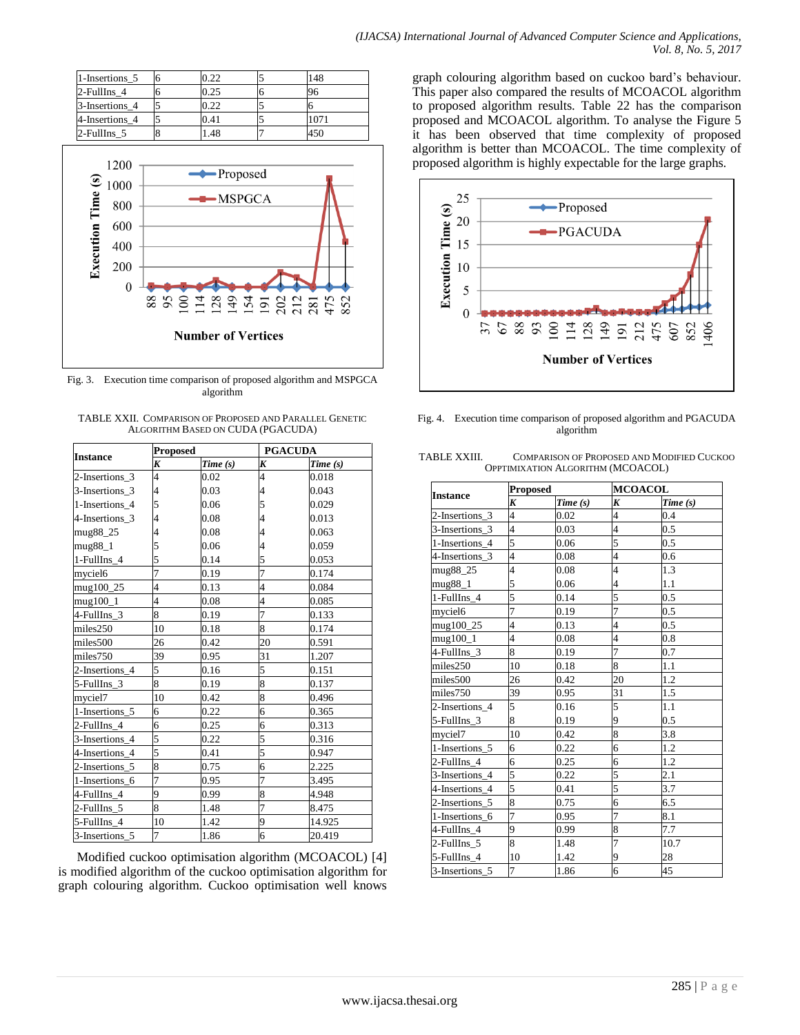| | | | | |
|---|---|---|---|---|
| 1-Insertions_5 | 6 | 0.22 | 5 | 148 |
| 2-FullIns_4 | 6 | 0.25 | 6 | 96 |
| 3-Insertions_4 | 5 | 0.22 | 5 | 6 |
| 4-Insertions_4 | 5 | 0.41 | 5 | 1071 |
| 2-FullIns_5 | 8 | 1.48 | 7 | 450 |

1200
1000
800
600
400
200
0
Execution Time (s)
Proposed
MSPGCA
88 95 100 114 128 149 154 191 202 212 281 475 852
Number of Vertices

Fig. 3. Execution time comparison of proposed algorithm and MSPGCA algorithm

TABLE XXII. Comparison of Proposed and Parallel Genetic Algorithm Based on CUDA (PGACUDA)

| Instance | Proposed | | PGACUDA | |
|---|---|---|---|---|
| | *K* | *Time (s)* | *K* | *Time (s)* |
| 2-Insertions_3 | 4 | 0.02 | 4 | 0.018 |
| 3-Insertions_3 | 4 | 0.03 | 4 | 0.043 |
| 1-Insertions_4 | 5 | 0.06 | 5 | 0.029 |
| 4-Insertions_3 | 4 | 0.08 | 4 | 0.013 |
| mug88_25 | 4 | 0.08 | 4 | 0.063 |
| mug88_1 | 5 | 0.06 | 4 | 0.059 |
| 1-FullIns_4 | 5 | 0.14 | 5 | 0.053 |
| myciel6 | 7 | 0.19 | 7 | 0.174 |
| mug100_25 | 4 | 0.13 | 4 | 0.084 |
| mug100_1 | 4 | 0.08 | 4 | 0.085 |
| 4-FullIns_3 | 8 | 0.19 | 7 | 0.133 |
| miles250 | 10 | 0.18 | 8 | 0.174 |
| miles500 | 26 | 0.42 | 20 | 0.591 |
| miles750 | 39 | 0.95 | 31 | 1.207 |
| 2-Insertions_4 | 5 | 0.16 | 5 | 0.151 |
| 5-FullIns_3 | 8 | 0.19 | 8 | 0.137 |
| myciel7 | 10 | 0.42 | 8 | 0.496 |
| 1-Insertions_5 | 6 | 0.22 | 6 | 0.365 |
| 2-FullIns_4 | 6 | 0.25 | 6 | 0.313 |
| 3-Insertions_4 | 5 | 0.22 | 5 | 0.316 |
| 4-Insertions_4 | 5 | 0.41 | 5 | 0.947 |
| 2-Insertions_5 | 8 | 0.75 | 6 | 2.225 |
| 1-Insertions_6 | 7 | 0.95 | 7 | 3.495 |
| 4-FullIns_4 | 9 | 0.99 | 8 | 4.948 |
| 2-FullIns_5 | 8 | 1.48 | 7 | 8.475 |
| 5-FullIns_4 | 10 | 1.42 | 9 | 14.925 |
| 3-Insertions_5 | 7 | 1.86 | 6 | 20.419 |

Modified cuckoo optimisation algorithm (MCOACOL) [4] is modified algorithm of the cuckoo optimisation algorithm for graph colouring algorithm. Cuckoo optimisation well knows graph colouring algorithm based on cuckoo bard's behaviour. This paper also compared the results of MCOACOL algorithm to proposed algorithm results. Table 22 has the comparison proposed and MCOACOL algorithm. To analyse the Figure 5 it has been observed that time complexity of proposed algorithm is better than MCOACOL. The time complexity of proposed algorithm is highly expectable for the large graphs.

25
20
15
10
5
0
Execution Time (s)
Proposed
PGACUDA
37 67 88 93 100 114 128 149 191 212 475 607 852 1406
Number of Vertices

Fig. 4. Execution time comparison of proposed algorithm and PGACUDA algorithm

TABLE XXIII. Comparison of Proposed and Modified Cuckoo Opptimixation Algorithm (MCOACOL)

| Instance | Proposed | | MCOACOL | |
|---|---|---|---|---|
| | *K* | *Time (s)* | *K* | *Time (s)* |
| 2-Insertions_3 | 4 | 0.02 | 4 | 0.4 |
| 3-Insertions_3 | 4 | 0.03 | 4 | 0.5 |
| 1-Insertions_4 | 5 | 0.06 | 5 | 0.5 |
| 4-Insertions_3 | 4 | 0.08 | 4 | 0.6 |
| mug88_25 | 4 | 0.08 | 4 | 1.3 |
| mug88_1 | 5 | 0.06 | 4 | 1.1 |
| 1-FullIns_4 | 5 | 0.14 | 5 | 0.5 |
| myciel6 | 7 | 0.19 | 7 | 0.5 |
| mug100_25 | 4 | 0.13 | 4 | 0.5 |
| mug100_1 | 4 | 0.08 | 4 | 0.8 |
| 4-FullIns_3 | 8 | 0.19 | 7 | 0.7 |
| miles250 | 10 | 0.18 | 8 | 1.1 |
| miles500 | 26 | 0.42 | 20 | 1.2 |
| miles750 | 39 | 0.95 | 31 | 1.5 |
| 2-Insertions_4 | 5 | 0.16 | 5 | 1.1 |
| 5-FullIns_3 | 8 | 0.19 | 9 | 0.5 |
| myciel7 | 10 | 0.42 | 8 | 3.8 |
| 1-Insertions_5 | 6 | 0.22 | 6 | 1.2 |
| 2-FullIns_4 | 6 | 0.25 | 6 | 1.2 |
| 3-Insertions_4 | 5 | 0.22 | 5 | 2.1 |
| 4-Insertions_4 | 5 | 0.41 | 5 | 3.7 |
| 2-Insertions_5 | 8 | 0.75 | 6 | 6.5 |
| 1-Insertions_6 | 7 | 0.95 | 7 | 8.1 |
| 4-FullIns_4 | 9 | 0.99 | 8 | 7.7 |
| 2-FullIns_5 | 8 | 1.48 | 7 | 10.7 |
| 5-FullIns_4 | 10 | 1.42 | 9 | 28 |
| 3-Insertions_5 | 7 | 1.86 | 6 | 45 |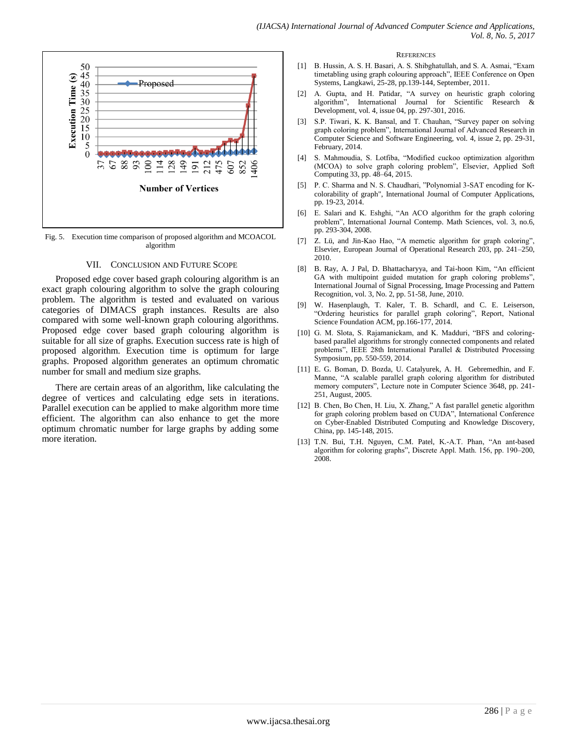50
45
40
35
30
25
20
15
10
5
0

Execution Time (s)

Proposed

37 57 67 88 88 93 100 114 128 149 191 212 475 607 852 1406

Number of Vertices

Fig. 5. Execution time comparison of proposed algorithm and MCOACOL algorithm

## VII. Conclusion and Future Scope

Proposed edge cover based graph colouring algorithm is an exact graph colouring algorithm to solve the graph colouring problem. The algorithm is tested and evaluated on various categories of DIMACS graph instances. Results are also compared with some well-known graph colouring algorithms. Proposed edge cover based graph colouring algorithm is suitable for all size of graphs. Execution success rate is high of proposed algorithm. Execution time is optimum for large graphs. Proposed algorithm generates an optimum chromatic number for small and medium size graphs.

There are certain areas of an algorithm, like calculating the degree of vertices and calculating edge sets in iterations. Parallel execution can be applied to make algorithm more time efficient. The algorithm can also enhance to get the more optimum chromatic number for large graphs by adding some more iteration.

## References

[1] B. Hussin, A. S. H. Basari, A. S. Shibghatullah, and S. A. Asmai, "Exam timetabling using graph colouring approach", IEEE Conference on Open Systems, Langkawi, 25-28, pp.139-144, September, 2011.

[2] A. Gupta, and H. Patidar, "A survey on heuristic graph coloring algorithm", International Journal for Scientific Research & Development, vol. 4, issue 04, pp. 297-301, 2016.

[3] S.P. Tiwari, K. K. Bansal, and T. Chauhan, "Survey paper on solving graph coloring problem", International Journal of Advanced Research in Computer Science and Software Engineering, vol. 4, issue 2, pp. 29-31, February, 2014.

[4] S. Mahmoudia, S. Lotfiba, "Modified cuckoo optimization algorithm (MCOA) to solve graph coloring problem", Elsevier, Applied Soft Computing 33, pp. 48–64, 2015.

[5] P. C. Sharma and N. S. Chaudhari, "Polynomial 3-SAT encoding for K-colorability of graph", International Journal of Computer Applications, pp. 19-23, 2014.

[6] E. Salari and K. Eshghi, "An ACO algorithm for the graph coloring problem", International Journal Contemp. Math Sciences, vol. 3, no.6, pp. 293-304, 2008.

[7] Z. Lü, and Jin-Kao Hao, "A memetic algorithm for graph coloring", Elsevier, European Journal of Operational Research 203, pp. 241–250, 2010.

[8] B. Ray, A. J Pal, D. Bhattacharyya, and Tai-hoon Kim, "An efficient GA with multipoint guided mutation for graph coloring problems", International Journal of Signal Processing, Image Processing and Pattern Recognition, vol. 3, No. 2, pp. 51-58, June, 2010.

[9] W. Hasenplaugh, T. Kaler, T. B. Schardl, and C. E. Leiserson, "Ordering heuristics for parallel graph coloring", Report, National Science Foundation ACM, pp.166-177, 2014.

[10] G. M. Slota, S. Rajamanickam, and K. Madduri, "BFS and coloring-based parallel algorithms for strongly connected components and related problems", IEEE 28th International Parallel & Distributed Processing Symposium, pp. 550-559, 2014.

[11] E. G. Boman, D. Bozda, U. Catalyurek, A. H. Gebremedhin, and F. Manne, "A scalable parallel graph coloring algorithm for distributed memory computers", Lecture note in Computer Science 3648, pp. 241-251, August, 2005.

[12] B. Chen, Bo Chen, H. Liu, X. Zhang," A fast parallel genetic algorithm for graph coloring problem based on CUDA", International Conference on Cyber-Enabled Distributed Computing and Knowledge Discovery, China, pp. 145-148, 2015.

[13] T.N. Bui, T.H. Nguyen, C.M. Patel, K.-A.T. Phan, "An ant-based algorithm for coloring graphs", Discrete Appl. Math. 156, pp. 190–200, 2008.